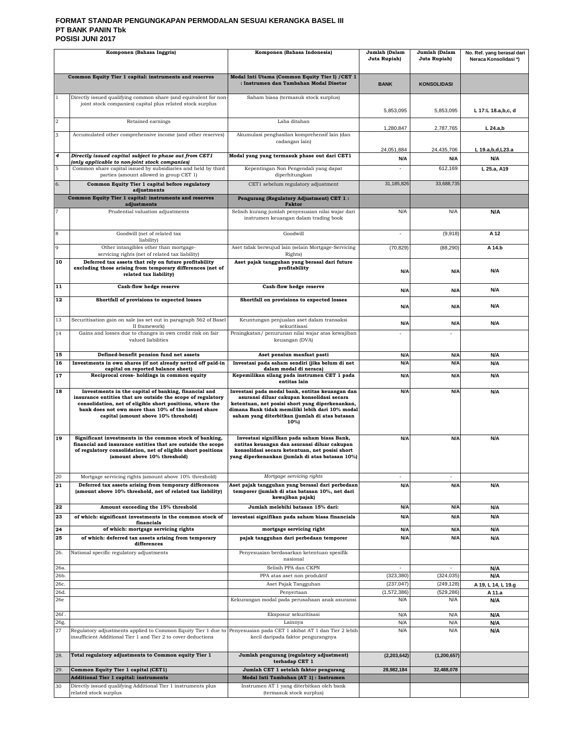**FORMAT STANDAR PENGUNGKAPAN PERMODALAN SESUAI KERANGKA BASEL III**
**PT BANK PANIN Tbk**
**POSISI JUNI 2017**

| | Komponen (Bahasa Inggris) | Komponen (Bahasa Indonesia) | Jumlah (Dalam Juta Rupiah) | Jumlah (Dalam Juta Rupiah) | No. Ref. yang berasal dari Neraca Konsolidasi *) |
|---|---|---|---|---|---|
| | **Common Equity Tier 1 capital: instruments and reserves** | **Modal Inti Utama (Common Equity Tier I) /CET 1 : Instrumen dan Tambahan Modal Disetor** | **BANK** | **KONSOLIDASI** | |
| 1 | Directly issued qualifying common share (and equivalent for non-joint stock companies) capital plus related stock surplus | Saham biasa (termasuk stock surplus) | 5,853,095 | 5,853,095 | **L 17:L 18.a,b,c, d** |
| 2 | Retained earnings | Laba ditahan | 1,280,847 | 2,787,765 | **L 24.a,b** |
| 3 | Accumulated other comprehensive income (and other reserves) | Akumulasi penghasilan komprehensif lain (dan cadangan lain) | 24,051,884 | 24,435,706 | **L 19.a,b,d,L23.a** |
| ***4*** | ***Directly issued capital subject to phase out from CET1 (only applicable to non-joint stock companies)*** | **Modal yang yang termasuk phase out dari CET1** | **N/A** | **N/A** | **N/A** |
| 5 | Common share capital issued by subsidiaries and held by third parties (amount allowed in group CET 1) | Kepentingan Non Pengendali yang dapat diperhitungkan | - | 612,169 | **L 25.a, A19** |
| 6. | **Common Equity Tier 1 capital before regulatory adjustments** | CET1 sebelum regulatory adjustment | 31,185,826 | 33,688,735 | |
| | **Common Equity Tier 1 capital: instruments and reserves adjustments** | **Pengurang (Regulatory Adjustment) CET 1 : Faktor** | | | |
| 7 | Prudential valuation adjustments | Selisih kurang jumlah penyesuaian nilai wajar dari instrumen keuangan dalam trading book | N/A | N/A | **N/A** |
| 8 | Goodwill (net of related tax liability) | Goodwill | - | (9,918) | **A 12** |
| 9 | Other intangibles other than mortgage-servicing rights (net of related tax liability) | Aset tidak berwujud lain (selain Mortgage-Servicing Rights) | (70,829) | (88,290) | **A 14.b** |
| **10** | **Deferred tax assets that rely on future profitability excluding those arising from temporary differences (net of related tax liability)** | **Aset pajak tangguhan yang berasal dari future profitability** | **N/A** | **N/A** | **N/A** |
| **11** | **Cash-flow hedge reserve** | **Cash-flow hedge reserve** | **N/A** | **N/A** | **N/A** |
| **12** | **Shortfall of provisions to expected losses** | **Shortfall on provisions to expected losses** | **N/A** | **N/A** | **N/A** |
| 13 | Securitisation gain on sale (as set out in paragraph 562 of Basel II framework) | Keuntungan penjualan aset dalam transaksi sekuritisasi | **N/A** | **N/A** | **N/A** |
| 14 | Gains and losses due to changes in own credit risk on fair valued liabilities | Peningkatan/ penurunan nilai wajar atas kewajiban keuangan (DVA) | - | - | |
| **15** | **Defined-benefit pension fund net assets** | **Aset pensiun manfaat pasti** | **N/A** | **N/A** | **N/A** |
| **16** | **Investments in own shares (if not already netted off paid-in capital on reported balance sheet)** | **Investasi pada saham sendiri (jika belum di net dalam modal di neraca)** | **N/A** | **N/A** | **N/A** |
| **17** | **Reciprocal cross- holdings in common equity** | **Kepemilikan silang pada instrumen CET 1 pada entitas lain** | **N/A** | **N/A** | **N/A** |
| **18** | **Investments in the capital of banking, financial and insurance entities that are outside the scope of regulatory consolidation, net of eligible short positions, where the bank does not own more than 10% of the issued share capital (amount above 10% threshold)** | **Investasi pada modal bank, entitas keuangan dan asuransi diluar cakupan konsolidasi secara ketentuan, net posisi short yang diperkenankan, dimana Bank tidak memiliki lebih dari 10% modal saham yang diterbitkan (jumlah di atas batasan 10%)** | **N/A** | **N/A** | **N/A** |
| **19** | **Significant investments in the common stock of banking, financial and insurance entities that are outside the scope of regulatory consolidation, net of eligible short positions (amount above 10% threshold)** | **Investasi signifikan pada saham biasa Bank, entitas keuangan dan asuransi diluar cakupan konsolidasi secara ketentuan, net posisi short yang diperkenankan (jumlah di atas batasan 10%)** | **N/A** | **N/A** | **N/A** |
| 20 | Mortgage servicing rights (amount above 10% threshold) | *Mortgage servicing rights* | - | - | |
| **21** | **Deferred tax assets arising from temporary differences (amount above 10% threshold, net of related tax liability)** | **Aset pajak tangguhan yang berasal dari perbedaan temporer (jumlah di atas batasan 10%, net dari kewajiban pajak)** | **N/A** | **N/A** | **N/A** |
| **22** | **Amount exceeding the 15% threshold** | **Jumlah melebihi batasan 15% dari:** | **N/A** | **N/A** | **N/A** |
| **23** | **of which: significant investments in the common stock of financials** | **investasi signifikan pada saham biasa financials** | **N/A** | **N/A** | **N/A** |
| **24** | **of which: mortgage servicing rights** | **mortgage servicing right** | **N/A** | **N/A** | **N/A** |
| **25** | **of which: deferred tax assets arising from temporary differences** | **pajak tangguhan dari perbedaan temporer** | **N/A** | **N/A** | **N/A** |
| 26. | National specific regulatory adjustments | Penyesuaian berdasarkan ketentuan spesifik nasional | | | |
| 26a. | | Selisih PPA dan CKPN | - | - | **N/A** |
| 26b. | | PPA atas aset non produktif | (323,380) | (324,035) | **N/A** |
| 26c. | | Aset Pajak Tangguhan | (237,047) | (249,128) | **A 19, L 14, L 19.g** |
| 26d. | | Penyertaan | (1,572,386) | (529,286) | **A 11.a** |
| 26e | | Kekurangan modal pada perusahaan anak asuransi | N/A | N/A | **N/A** |
| 26f . | | Eksposur sekuritisasi | N/A | N/A | **N/A** |
| 26g. | | Lainnya | N/A | N/A | **N/A** |
| 27 | Regulatory adjustments applied to Common Equity Tier 1 due to insufficient Additional Tier 1 and Tier 2 to cover deductions | Penyesuaian pada CET 1 akibat AT 1 dan Tier 2 lebih kecil daripada faktor pengurangnya | N/A | N/A | **N/A** |
| 28. | **Total regulatory adjustments to Common equity Tier 1** | **Jumlah pengurang (regulatory adjustment) terhadap CET 1** | **(2,203,642)** | **(1,200,657)** | |
| 29. | **Common Equity Tier 1 capital (CET1)** | **Jumlah CET 1 setelah faktor pengurang** | **28,982,184** | **32,488,078** | |
| | **Additional Tier 1 capital: instruments** | **Modal Inti Tambahan (AT 1) : Instrumen** | | | |
| 30 | Directly issued qualifying Additional Tier 1 instruments plus related stock surplus | Instrumen AT 1 yang diterbitkan oleh bank (termasuk stock surplus) | | | |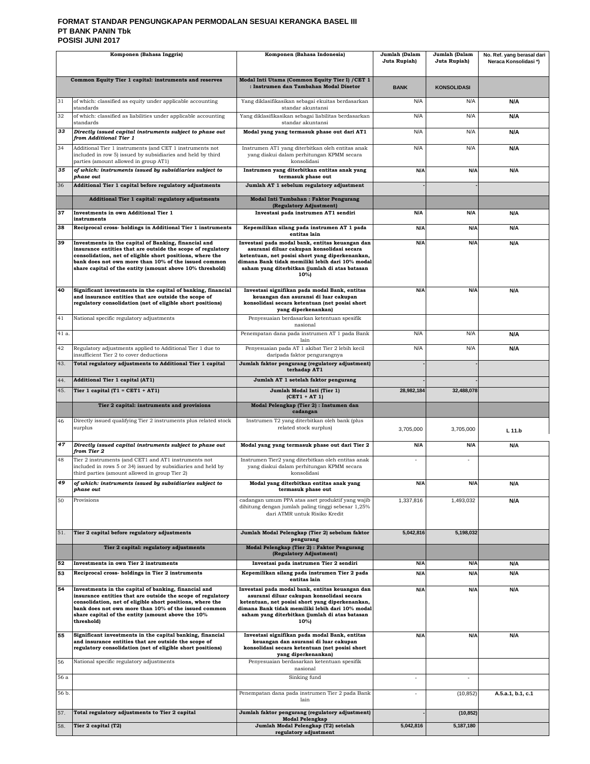**FORMAT STANDAR PENGUNGKAPAN PERMODALAN SESUAI KERANGKA BASEL III**
**PT BANK PANIN Tbk**
**POSISI JUNI 2017**

| | Komponen (Bahasa Inggris) | Komponen (Bahasa Indonesia) | Jumlah (Dalam Juta Rupiah) | Jumlah (Dalam Juta Rupiah) | No. Ref. yang berasal dari Neraca Konsolidasi *) |
|---|---|---|---|---|---|
| | **Common Equity Tier 1 capital: instruments and reserves** | **Modal Inti Utama (Common Equity Tier I) /CET 1 : Instrumen dan Tambahan Modal Disetor** | **BANK** | **KONSOLIDASI** | |
| 31 | of which: classified as equity under applicable accounting standards | Yang diklasifikasikan sebagai ekuitas berdasarkan standar akuntansi | N/A | N/A | N/A |
| 32 | of which: classified as liabilities under applicable accounting standards | Yang diklasifikasikan sebagai liabilitas berdasarkan standar akuntansi | N/A | N/A | N/A |
| ***33*** | ***Directly issued capital instruments subject to phase out from Additional Tier 1*** | **Modal yang yang termasuk phase out dari AT1** | N/A | N/A | N/A |
| 34 | Additional Tier 1 instruments (and CET 1 instruments not included in row 5) issued by subsidiaries and held by third parties (amount allowed in group AT1) | Instrumen AT1 yang diterbitkan oleh entitas anak yang diakui dalam perhitungan KPMM secara konsolidasi | N/A | N/A | N/A |
| ***35*** | ***of which: instruments issued by subsidiaries subject to phase out*** | **Instrumen yang diterbitkan entitas anak yang termasuk phase out** | N/A | N/A | N/A |
| 36 | **Additional Tier 1 capital before regulatory adjustments** | **Jumlah AT 1 sebelum regulatory adjustment** | - | - | |
| | **Additional Tier 1 capital: regulatory adjustments** | **Modal Inti Tambahan : Faktor Pengurang (Regulatory Adjustment)** | | | |
| **37** | **Investments in own Additional Tier 1 instruments** | **Investasi pada instrumen AT1 sendiri** | N/A | N/A | N/A |
| **38** | **Reciprocal cross- holdings in Additional Tier 1 instruments** | **Kepemilikan silang pada instrumen AT 1 pada entitas lain** | N/A | N/A | N/A |
| **39** | **Investments in the capital of Banking, financial and insurance entities that are outside the scope of regulatory consolidation, net of eligible short positions, where the bank does not own more than 10% of the issued common share capital of the entity (amount above 10% threshold)** | **Investasi pada modal bank, entitas keuangan dan asuransi diluar cakupan konsolidasi secara ketentuan, net posisi short yang diperkenankan, dimana Bank tidak memiliki lebih dari 10% modal saham yang diterbitkan (jumlah di atas batasan 10%)** | N/A | N/A | N/A |
| **40** | **Significant investments in the capital of banking, financial and insurance entities that are outside the scope of regulatory consolidation (net of eligible short positions)** | **Investasi signifikan pada modal Bank, entitas keuangan dan asuransi di luar cakupan konsolidasi secara ketentuan (net posisi short yang diperkenankan)** | N/A | N/A | N/A |
| 41 | National specific regulatory adjustments | Penyesuaian berdasarkan ketentuan spesifik nasional | | | |
| 41 a. | | Penempatan dana pada instrumen AT 1 pada Bank lain | N/A | N/A | N/A |
| 42 | Regulatory adjustments applied to Additional Tier 1 due to insufficient Tier 2 to cover deductions | Penyesuaian pada AT 1 akibat Tier 2 lebih kecil daripada faktor pengurangnya | N/A | N/A | N/A |
| 43. | **Total regulatory adjustments to Additional Tier 1 capital** | **Jumlah faktor pengurang (regulatory adjustment) terhadap AT1** | - | - | |
| 44. | **Additional Tier 1 capital (AT1)** | **Jumlah AT 1 setelah faktor pengurang** | - | - | |
| 45. | **Tier 1 capital (T1 = CET1 + AT1)** | **Jumlah Modal Inti (Tier 1) (CET1 + AT 1)** | 28,982,184 | 32,488,078 | |
| | **Tier 2 capital: instruments and provisions** | **Modal Pelengkap (Tier 2) : Instumen dan cadangan** | | | |
| 46 | Directly issued qualifying Tier 2 instruments plus related stock surplus | Instrumen T2 yang diterbitkan oleh bank (plus related stock surplus) | 3,705,000 | 3,705,000 | L 11.b |
| ***47*** | ***Directly issued capital instruments subject to phase out from Tier 2*** | **Modal yang termasuk phase out dari Tier 2** | N/A | N/A | N/A |
| 48 | Tier 2 instruments (and CET1 and AT1 instruments not included in rows 5 or 34) issued by subsidiaries and held by third parties (amount allowed in group Tier 2) | Instrumen Tier2 yang diterbitkan oleh entitas anak yang diakui dalam perhitungan KPMM secara konsolidasi | - | - | |
| ***49*** | ***of which: instruments issued by subsidiaries subject to phase out*** | **Modal yang diterbitkan entitas anak yang termasuk phase out** | N/A | N/A | N/A |
| 50 | Provisions | cadangan umum PPA atas aset produktif yang wajib dihitung dengan jumlah paling tinggi sebesar 1,25% dari ATMR untuk Risiko Kredit | 1,337,816 | 1,493,032 | N/A |
| 51. | **Tier 2 capital before regulatory adjustments** | **Jumlah Modal Pelengkap (Tier 2) sebelum faktor pengurang** | 5,042,816 | 5,198,032 | |
| | **Tier 2 capital: regulatory adjustments** | **Modal Pelengkap (Tier 2) : Faktor Pengurang (Regulatory Adjustment)** | | | |
| **52** | **Investments in own Tier 2 instruments** | **Investasi pada instrumen Tier 2 sendiri** | N/A | N/A | N/A |
| **53** | **Reciprocal cross- holdings in Tier 2 instruments** | **Kepemilikan silang pada instrumen Tier 2 pada entitas lain** | N/A | N/A | N/A |
| **54** | **Investments in the capital of banking, financial and insurance entities that are outside the scope of regulatory consolidation, net of eligible short positions, where the bank does not own more than 10% of the issued common share capital of the entity (amount above the 10% threshold)** | **Investasi pada modal bank, entitas keuangan dan asuransi diluar cakupan konsolidasi secara ketentuan, net posisi short yang diperkenankan, dimana Bank tidak memiliki lebih dari 10% modal saham yang diterbitkan (jumlah di atas batasan 10%)** | N/A | N/A | N/A |
| **55** | **Significant investments in the capital banking, financial and insurance entities that are outside the scope of regulatory consolidation (net of eligible short positions)** | **Investasi signifikan pada modal Bank, entitas keuangan dan asuransi di luar cakupan konsolidasi secara ketentuan (net posisi short yang diperkenankan)** | N/A | N/A | N/A |
| 56 | National specific regulatory adjustments | Penyesuaian berdasarkan ketentuan spesifik nasional | | | |
| 56 a | | Sinking fund | - | - | |
| 56 b. | | Penempatan dana pada instrumen Tier 2 pada Bank lain | - | (10,852) | A.5.a.1, b.1, c.1 |
| 57. | **Total regulatory adjustments to Tier 2 capital** | **Jumlah faktor pengurang (regulatory adjustment) Modal Pelengkap** | - | (10,852) | |
| 58. | **Tier 2 capital (T2)** | **Jumlah Modal Pelengkap (T2) setelah regulatory adjustment** | 5,042,816 | 5,187,180 | |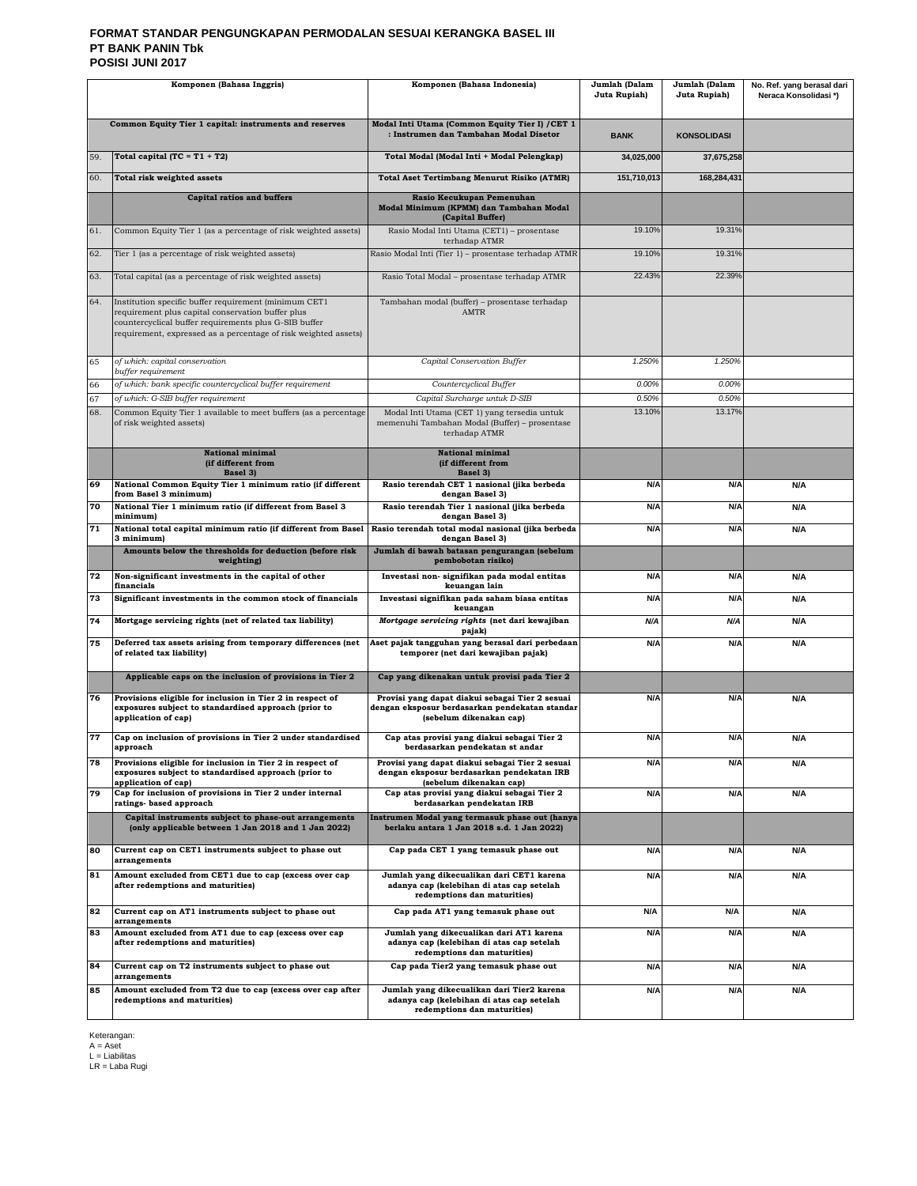# FORMAT STANDAR PENGUNGKAPAN PERMODALAN SESUAI KERANGKA BASEL III
## PT BANK PANIN Tbk
## POSISI JUNI 2017

| | Komponen (Bahasa Inggris) | Komponen (Bahasa Indonesia) | Jumlah (Dalam Juta Rupiah) | Jumlah (Dalam Juta Rupiah) | No. Ref. yang berasal dari Neraca Konsolidasi *) |
|---|---|---|---|---|---|
| | **Common Equity Tier 1 capital: instruments and reserves** | **Modal Inti Utama (Common Equity Tier I) /CET 1 : Instrumen dan Tambahan Modal Disetor** | **BANK** | **KONSOLIDASI** | |
| 59. | **Total capital (TC = T1 + T2)** | **Total Modal (Modal Inti + Modal Pelengkap)** | 34,025,000 | 37,675,258 | |
| 60. | **Total risk weighted assets** | **Total Aset Tertimbang Menurut Risiko (ATMR)** | 151,710,013 | 168,284,431 | |
| | **Capital ratios and buffers** | **Rasio Kecukupan Pemenuhan Modal Minimum (KPMM) dan Tambahan Modal (Capital Buffer)** | | | |
| 61. | Common Equity Tier 1 (as a percentage of risk weighted assets) | Rasio Modal Inti Utama (CET1) – prosentase terhadap ATMR | 19.10% | 19.31% | |
| 62. | Tier 1 (as a percentage of risk weighted assets) | Rasio Modal Inti (Tier 1) – prosentase terhadap ATMR | 19.10% | 19.31% | |
| 63. | Total capital (as a percentage of risk weighted assets) | Rasio Total Modal – prosentase terhadap ATMR | 22.43% | 22.39% | |
| 64. | Institution specific buffer requirement (minimum CET1 requirement plus capital conservation buffer plus countercyclical buffer requirements plus G-SIB buffer requirement, expressed as a percentage of risk weighted assets) | Tambahan modal (buffer) – prosentase terhadap AMTR | | | |
| 65 | *of which: capital conservation buffer requirement* | *Capital Conservation Buffer* | *1.250%* | *1.250%* | |
| 66 | *of which: bank specific countercyclical buffer requirement* | *Countercyclical Buffer* | *0.00%* | *0.00%* | |
| 67 | *of which: G-SIB buffer requirement* | *Capital Surcharge untuk D-SIB* | *0.50%* | *0.50%* | |
| 68. | Common Equity Tier 1 available to meet buffers (as a percentage of risk weighted assets) | Modal Inti Utama (CET 1) yang tersedia untuk memenuhi Tambahan Modal (Buffer) – prosentase terhadap ATMR | 13.10% | 13.17% | |
| | **National minimal (if different from Basel 3)** | **National minimal (if different from Basel 3)** | | | |
| 69 | **National Common Equity Tier 1 minimum ratio (if different from Basel 3 minimum)** | **Rasio terendah CET 1 nasional (jika berbeda dengan Basel 3)** | N/A | N/A | N/A |
| 70 | **National Tier 1 minimum ratio (if different from Basel 3 minimum)** | **Rasio terendah Tier 1 nasional (jika berbeda dengan Basel 3)** | N/A | N/A | N/A |
| 71 | **National total capital minimum ratio (if different from Basel 3 minimum)** | **Rasio terendah total modal nasional (jika berbeda dengan Basel 3)** | N/A | N/A | N/A |
| | **Amounts below the thresholds for deduction (before risk weighting)** | **Jumlah di bawah batasan pengurangan (sebelum pembobotan risiko)** | | | |
| 72 | **Non-significant investments in the capital of other financials** | **Investasi non- signifikan pada modal entitas keuangan lain** | N/A | N/A | N/A |
| 73 | **Significant investments in the common stock of financials** | **Investasi signifikan pada saham biasa entitas keuangan** | N/A | N/A | N/A |
| 74 | **Mortgage servicing rights (net of related tax liability)** | ***Mortgage servicing rights* (net dari kewajiban pajak)** | *N/A* | *N/A* | N/A |
| 75 | **Deferred tax assets arising from temporary differences (net of related tax liability)** | **Aset pajak tangguhan yang berasal dari perbedaan temporer (net dari kewajiban pajak)** | N/A | N/A | N/A |
| | **Applicable caps on the inclusion of provisions in Tier 2** | **Cap yang dikenakan untuk provisi pada Tier 2** | | | |
| 76 | **Provisions eligible for inclusion in Tier 2 in respect of exposures subject to standardised approach (prior to application of cap)** | **Provisi yang dapat diakui sebagai Tier 2 sesuai dengan eksposur berdasarkan pendekatan standar (sebelum dikenakan cap)** | N/A | N/A | N/A |
| 77 | **Cap on inclusion of provisions in Tier 2 under standardised approach** | **Cap atas provisi yang diakui sebagai Tier 2 berdasarkan pendekatan st andar** | N/A | N/A | N/A |
| 78 | **Provisions eligible for inclusion in Tier 2 in respect of exposures subject to standardised approach (prior to application of cap)** | **Provisi yang dapat diakui sebagai Tier 2 sesuai dengan eksposur berdasarkan pendekatan IRB (sebelum dikenakan cap)** | N/A | N/A | N/A |
| 79 | **Cap for inclusion of provisions in Tier 2 under internal ratings- based approach** | **Cap atas provisi yang diakui sebagai Tier 2 berdasarkan pendekatan IRB** | N/A | N/A | N/A |
| | **Capital instruments subject to phase-out arrangements (only applicable between 1 Jan 2018 and 1 Jan 2022)** | **Instrumen Modal yang termasuk phase out (hanya berlaku antara 1 Jan 2018 s.d. 1 Jan 2022)** | | | |
| 80 | **Current cap on CET1 instruments subject to phase out arrangements** | **Cap pada CET 1 yang temasuk phase out** | N/A | N/A | N/A |
| 81 | **Amount excluded from CET1 due to cap (excess over cap after redemptions and maturities)** | **Jumlah yang dikecualikan dari CET1 karena adanya cap (kelebihan di atas cap setelah redemptions dan maturities)** | N/A | N/A | N/A |
| 82 | **Current cap on AT1 instruments subject to phase out arrangements** | **Cap pada AT1 yang temasuk phase out** | N/A | N/A | N/A |
| 83 | **Amount excluded from AT1 due to cap (excess over cap after redemptions and maturities)** | **Jumlah yang dikecualikan dari AT1 karena adanya cap (kelebihan di atas cap setelah redemptions dan maturities)** | N/A | N/A | N/A |
| 84 | **Current cap on T2 instruments subject to phase out arrangements** | **Cap pada Tier2 yang temasuk phase out** | N/A | N/A | N/A |
| 85 | **Amount excluded from T2 due to cap (excess over cap after redemptions and maturities)** | **Jumlah yang dikecualikan dari Tier2 karena adanya cap (kelebihan di atas cap setelah redemptions dan maturities)** | N/A | N/A | N/A |

Keterangan:
A = Aset
L = Liabilitas
LR = Laba Rugi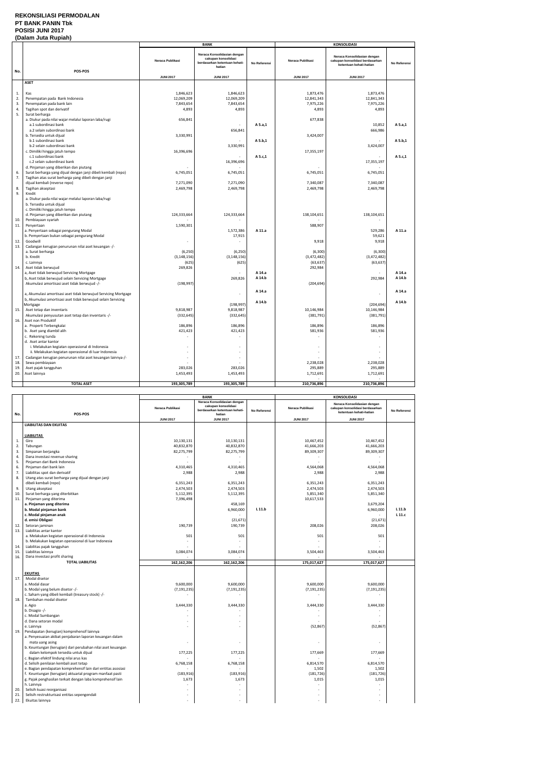**REKONSILIASI PERMODALAN**
**PT BANK PANIN Tbk**
**POSISI JUNI 2017**
**(Dalam Juta Rupiah)**

| No. | POS-POS | BANK | | | KONSOLIDASI | | |
|---|---|---|---|---|---|---|---|
| | | Neraca Publikasi | Neraca Konsolidasian dengan cakupan konsolidasi berdasarkan ketentuan kehati-hatian | No Referensi | Neraca Publikasi | Neraca Konsolidasian dengan cakupan konsolidasi berdasarkan ketentuan kehati-hatian | No Referensi |
| | | JUNI 2017 | JUNI 2017 | | JUNI 2017 | JUNI 2017 | |
| | **ASET** | | | | | | |
| 1. | Kas | 1,846,623 | 1,846,623 | | 1,873,476 | 1,873,476 | |
| 2. | Penempatan pada Bank Indonesia | 12,069,209 | 12,069,209 | | 12,841,343 | 12,841,343 | |
| 3. | Penempatan pada bank lain | 7,843,654 | 7,843,654 | | 7,975,226 | 7,975,226 | |
| 4. | Tagihan spot dan derivatif | 4,893 | 4,893 | | 4,893 | 4,893 | |
| 5. | Surat berharga | | | | | | |
| | a. Diukur pada nilai wajar melalui laporan laba/rugi | 656,841 | | | 677,838 | | |
| | a.1 subordinasi bank | | - | A 5.a,1 | | 10,852 | A 5.a,1 |
| | a.2 selain subordinasi bank | | 656,841 | | | 666,986 | |
| | b. Tersedia untuk dijual | 3,330,991 | | | 3,424,007 | | |
| | b.1 subordinasi bank | | - | A 5.b,1 | | - | A 5.b,1 |
| | b.2 selain subordinasi bank | | 3,330,991 | | | 3,424,007 | |
| | c. Dimiliki hingga jatuh tempo | 16,396,696 | | | 17,355,197 | | |
| | c.1 subordinasi bank | | - | A 5.c,1 | | - | A 5.c,1 |
| | c.2 selain subordinasi bank | | 16,396,696 | | | 17,355,197 | |
| | d. Pinjaman yang diberikan dan piutang | - | - | | - | - | |
| 6. | Surat berharga yang dijual dengan janji dibeli kembali (repo) | 6,745,051 | 6,745,051 | | 6,745,051 | 6,745,051 | |
| 7. | Tagihan atas surat berharga yang dibeli dengan janji dijual kembali (reverse repo) | 7,271,090 | 7,271,090 | | 7,340,087 | 7,340,087 | |
| 8. | Tagihan akseptasi | 2,469,798 | 2,469,798 | | 2,469,798 | 2,469,798 | |
| 9. | Kredit | | | | | | |
| | a. Diukur pada nilai wajar melalui laporan laba/rugi | | | | | | |
| | b. Tersedia untuk dijual | | | | | | |
| | c. Dimiliki hingga jatuh tempo | | | | | | |
| | d. Pinjaman yang diberikan dan piutang | 124,333,664 | 124,333,664 | | 138,104,651 | 138,104,651 | |
| 10. | Pembiayaan syariah | - | - | | - | - | |
| 11. | Penyertaan | 1,590,301 | | | 588,907 | | |
| | a. Penyertaan sebagai pengurang Modal | | 1,572,386 | A 11.a | | 529,286 | A 11.a |
| | b. Penyertaan bukan sebagai pengurang Modal | | 17,915 | | | 59,621 | |
| 12. | Goodwill | - | - | | 9,918 | 9,918 | |
| 13. | Cadangan kerugian penurunan nilai aset keuangan -/- | | | | | | |
| | a. Surat berharga | (6,250) | (6,250) | | (6,300) | (6,300) | |
| | b. Kredit | (3,148,156) | (3,148,156) | | (3,472,482) | (3,472,482) | |
| | c. Lainnya | (625) | (625) | | (63,637) | (63,637) | |
| 14. | Aset tidak berwujud | 269,826 | | | 292,984 | | |
| | a, Aset tidak berwujud Servicing Mortgage | | - | A 14.a | | - | A 14.a |
| | b, Aset tidak berwujud selain Servicing Mortgage | | 269,826 | A 14.b | | 292,984 | A 14.b |
| | Akumulasi amortisasi aset tidak berwujud -/- | (198,997) | | | (204,694) | | |
| | a, Akumulasi amortisasi aset tidak berwujud Servicing Mortgage | | - | A 14.a | | - | A 14.a |
| | b, Akumulasi amortisasi aset tidak berwujud selain Servicing Mortgage | | (198,997) | A 14.b | | (204,694) | A 14.b |
| 15. | Aset tetap dan inventaris | 9,818,987 | 9,818,987 | | 10,146,984 | 10,146,984 | |
| | Akumulasi penyusutan aset tetap dan inventaris -/- | (332,645) | (332,645) | | (381,791) | (381,791) | |
| 16. | Aset non Produktif | | | | | | |
| | a. Properti Terbengkalai | 186,896 | 186,896 | | 186,896 | 186,896 | |
| | b. Aset yang diambil alih | 421,423 | 421,423 | | 581,936 | 581,936 | |
| | c. Rekening tunda | - | - | | - | - | |
| | d. Aset antar kantor | | | | | | |
| | i. Melakukan kegiatan operasional di Indonesia | - | - | | - | - | |
| | ii. Melakukan kegiatan operasional di luar Indonesia | - | - | | - | - | |
| 17. | Cadangan kerugian penurunan nilai aset keuangan lainnya-/- | - | - | | - | - | |
| 18. | Sewa pembiayaan | - | - | | 2,238,028 | 2,238,028 | |
| 19. | Aset pajak tangguhan | 283,026 | 283,026 | | 295,889 | 295,889 | |
| 20. | Aset lainnya | 1,453,493 | 1,453,493 | | 1,712,691 | 1,712,691 | |
| | **TOTAL ASET** | **193,305,789** | **193,305,789** | | **210,736,896** | **210,736,896** | |

| No. | POS-POS | BANK | | | KONSOLIDASI | | |
|---|---|---|---|---|---|---|---|
| | | Neraca Publikasi | Neraca Konsolidasian dengan cakupan konsolidasi berdasarkan ketentuan kehati-hatian | No Referensi | Neraca Publikasi | Neraca Konsolidasian dengan cakupan konsolidasi berdasarkan ketentuan kehati-hatian | No Referensi |
| | | JUNI 2017 | JUNI 2017 | | JUNI 2017 | JUNI 2017 | |
| | **LIABILITAS DAN EKUITAS** | | | | | | |
| | **LIABILITAS** | | | | | | |
| 1. | Giro | 10,130,131 | 10,130,131 | | 10,467,452 | 10,467,452 | |
| 2. | Tabungan | 40,832,870 | 40,832,870 | | 41,666,203 | 41,666,203 | |
| 3. | Simpanan berjangka | 82,275,799 | 82,275,799 | | 89,309,307 | 89,309,307 | |
| 4. | Dana investasi revenue sharing | - | - | | - | - | |
| 5. | Pinjaman dari Bank Indonesia | - | - | | - | - | |
| 6. | Pinjaman dari bank lain | 4,310,465 | 4,310,465 | | 4,564,068 | 4,564,068 | |
| 7. | Liabilitas spot dan derivatif | 2,988 | 2,988 | | 2,988 | 2,988 | |
| 8. | Utang atas surat berharga yang dijual dengan janji dibeli kembali (repo) | 6,351,243 | 6,351,243 | | 6,351,243 | 6,351,243 | |
| 9. | Utang akseptasi | 2,474,503 | 2,474,503 | | 2,474,503 | 2,474,503 | |
| 10. | Surat berharga yang diterbitkan | 5,112,395 | 5,112,395 | | 5,851,340 | 5,851,340 | |
| 11. | Pinjaman yang diterima | 7,396,498 | | | 10,617,533 | | |
| | **a. Pinjaman yang diterima** | | 458,169 | | | 3,679,204 | |
| | **b. Modal pinjaman bank** | | 6,960,000 | L 11.b | | 6,960,000 | L 11.b |
| | **c. Modal pinjaman anak** | | - | | | - | L 11.c |
| | **d. emisi Obligasi** | | (21,671) | | | (21,671) | |
| 12. | Setoran jaminan | 190,739 | 190,739 | | 208,026 | 208,026 | |
| 13. | Liabilitas antar kantor | | | | | | |
| | a. Melakukan kegiatan operasional di Indonesia | 501 | 501 | | 501 | 501 | |
| | b. Melakukan kegiatan operasional di luar Indonesia | - | - | | - | - | |
| 14. | Liabilitas pajak tangguhan | - | - | | - | - | |
| 15. | Liabilitas lainnya | 3,084,074 | 3,084,074 | | 3,504,463 | 3,504,463 | |
| 16. | Dana investasi profit sharing | - | - | | - | - | |
| | **TOTAL LIABILITAS** | **162,162,206** | **162,162,206** | | **175,017,627** | **175,017,627** | |
| | **EKUITAS** | | | | | | |
| 17. | Modal disetor | | | | | | |
| | a. Modal dasar | 9,600,000 | 9,600,000 | | 9,600,000 | 9,600,000 | |
| | b. Modal yang belum disetor -/- | (7,191,235) | (7,191,235) | | (7,191,235) | (7,191,235) | |
| | c. Saham yang dibeli kembali (treasury stock) -/- | - | - | | - | - | |
| 18. | Tambahan modal disetor | | | | | | |
| | a. Agio | 3,444,330 | 3,444,330 | | 3,444,330 | 3,444,330 | |
| | b. Disagio -/- | - | - | | - | - | |
| | c. Modal Sumbangan | - | - | | - | - | |
| | d. Dana setoran modal | - | - | | - | - | |
| | e. Lainnya | - | - | | (52,867) | (52,867) | |
| 19. | Pendapatan (kerugian) komprehensif lainnya | | | | | | |
| | a. Penyesuaian akibat penjabaran laporan keuangan dalam mata uang asing | - | - | | - | - | |
| | b. Keuntungan (kerugian) dari perubahan nilai aset keuangan dalam kelompok tersedia untuk dijual | 177,225 | 177,225 | | 177,669 | 177,669 | |
| | c. Bagian efektif lindung nilai arus kas | - | - | | - | - | |
| | d. Selisih penilaian kembali aset tetap | 6,768,158 | 6,768,158 | | 6,814,570 | 6,814,570 | |
| | e. Bagian pendapatan komprehensif lain dari entitas asosiasi | - | - | | 1,502 | 1,502 | |
| | f. Keuntungan (kerugian) aktuarial program manfaat pasti | (183,916) | (183,916) | | (181,726) | (181,726) | |
| | g. Pajak penghasilan terkait dengan laba komprehensif lain | 1,673 | 1,673 | | 1,015 | 1,015 | |
| | h. Lainnya | - | - | | - | - | |
| 20. | Selisih kuasi reorganisasi | - | - | | - | - | |
| 21. | Selisih restrukturisasi entitas sepengendali | - | - | | - | - | |
| 22. | Ekuitas lainnya | - | - | | - | - | |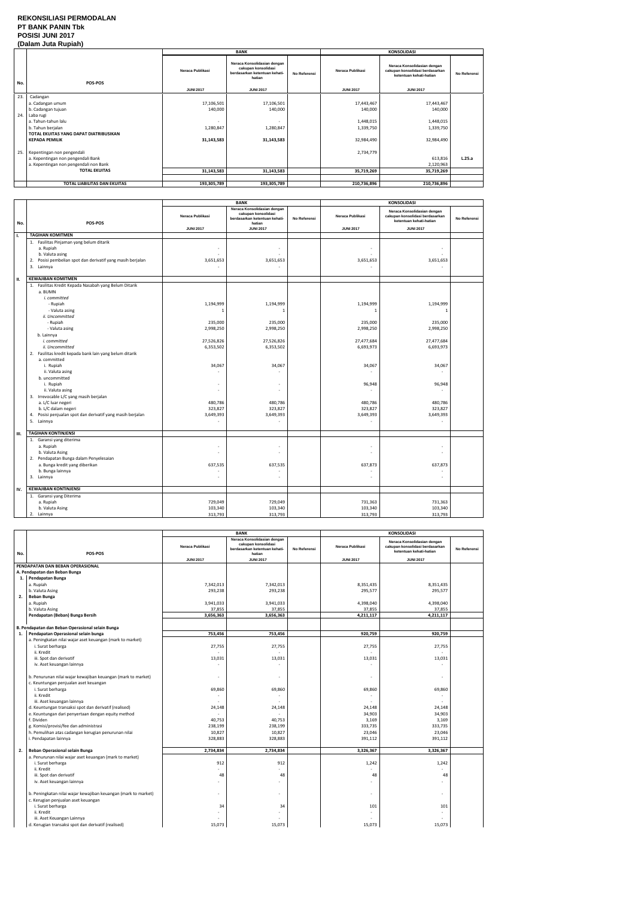# REKONSILIASI PERMODALAN
## PT BANK PANIN Tbk
## POSISI JUNI 2017
## (Dalam Juta Rupiah)

| No. | POS-POS | BANK - Neraca Publikasi JUNI 2017 | BANK - Neraca Konsolidasian dengan cakupan konsolidasi berdasarkan ketentuan kehati-hatian JUNI 2017 | BANK - No Referensi | KONSOLIDASI - Neraca Publikasi JUNI 2017 | KONSOLIDASI - Neraca Konsolidasian dengan cakupan konsolidasi berdasarkan ketentuan kehati-hatian JUNI 2017 | KONSOLIDASI - No Referensi |
|---|---|---|---|---|---|---|---|
| 23. | Cadangan | | | | | | |
| | a. Cadangan umum | 17,106,501 | 17,106,501 | | 17,443,467 | 17,443,467 | |
| | b. Cadangan tujuan | 140,000 | 140,000 | | 140,000 | 140,000 | |
| 24. | Laba rugi | | | | | | |
| | a. Tahun-tahun lalu | - | - | | 1,448,015 | 1,448,015 | |
| | b. Tahun berjalan | 1,280,847 | 1,280,847 | | 1,339,750 | 1,339,750 | |
| | **TOTAL EKUITAS YANG DAPAT DIATRIBUSIKAN KEPADA PEMILIK** | 31,143,583 | 31,143,583 | | 32,984,490 | 32,984,490 | |
| 25. | Kepentingan non pengendali | | | | 2,734,779 | | |
| | a. Kepentingan non pengendali Bank | | | | | 613,816 | L.25.a |
| | a. Kepentingan non pengendali non Bank | | | | | 2,120,963 | |
| | **TOTAL EKUITAS** | **31,143,583** | **31,143,583** | | **35,719,269** | **35,719,269** | |
| | **TOTAL LIABILITAS DAN EKUITAS** | **193,305,789** | **193,305,789** | | **210,736,896** | **210,736,896** | |

| No. | POS-POS | BANK - Neraca Publikasi JUNI 2017 | BANK - Neraca Konsolidasian dengan cakupan konsolidasi berdasarkan ketentuan kehati-hatian JUNI 2017 | BANK - No Referensi | KONSOLIDASI - Neraca Publikasi JUNI 2017 | KONSOLIDASI - Neraca Konsolidasian dengan cakupan konsolidasi berdasarkan ketentuan kehati-hatian JUNI 2017 | KONSOLIDASI - No Referensi |
|---|---|---|---|---|---|---|---|
| I. | **TAGIHAN KOMITMEN** | | | | | | |
| | 1. Fasilitas Pinjaman yang belum ditarik | | | | | | |
| | a. Rupiah | - | - | | - | - | |
| | b. Valuta asing | - | - | | - | - | |
| | 2. Posisi pembelian spot dan derivatif yang masih berjalan | 3,651,653 | 3,651,653 | | 3,651,653 | 3,651,653 | |
| | 3. Lainnya | - | - | | - | - | |
| II. | **KEWAJIBAN KOMITMEN** | | | | | | |
| | 1. Fasilitas Kredit Kepada Nasabah yang Belum Ditarik | | | | | | |
| | a. BUMN | | | | | | |
| | *i. committed* | | | | | | |
| | - Rupiah | 1,194,999 | 1,194,999 | | 1,194,999 | 1,194,999 | |
| | - Valuta asing | 1 | 1 | | 1 | 1 | |
| | *ii. Uncommitted* | | | | | | |
| | - Rupiah | 235,000 | 235,000 | | 235,000 | 235,000 | |
| | - Valuta asing | 2,998,250 | 2,998,250 | | 2,998,250 | 2,998,250 | |
| | b. Lainnya | | | | | | |
| | *i. committed* | 27,526,826 | 27,526,826 | | 27,477,684 | 27,477,684 | |
| | *ii. Uncommitted* | 6,353,502 | 6,353,502 | | 6,693,973 | 6,693,973 | |
| | 2. Fasilitas kredit kepada bank lain yang belum ditarik | | | | | | |
| | a. committed | | | | | | |
| | i. Rupiah | 34,067 | 34,067 | | 34,067 | 34,067 | |
| | ii. Valuta asing | - | - | | - | - | |
| | b. uncommitted | | | | | | |
| | i. Rupiah | - | - | | 96,948 | 96,948 | |
| | ii. Valuta asing | - | - | | - | - | |
| | 3. Irrevocable L/C yang masih berjalan | | | | | | |
| | a. L/C luar negeri | 480,786 | 480,786 | | 480,786 | 480,786 | |
| | b. L/C dalam negeri | 323,827 | 323,827 | | 323,827 | 323,827 | |
| | 4. Posisi penjualan spot dan derivatif yang masih berjalan | 3,649,393 | 3,649,393 | | 3,649,393 | 3,649,393 | |
| | 5. Lainnya | - | - | | - | - | |
| III. | **TAGIHAN KONTINJENSI** | | | | | | |
| | 1. Garansi yang diterima | | | | | | |
| | a. Rupiah | - | - | | - | - | |
| | b. Valuta Asing | - | - | | - | - | |
| | 2. Pendapatan Bunga dalam Penyelesaian | | | | | | |
| | a. Bunga kredit yang diberikan | 637,535 | 637,535 | | 637,873 | 637,873 | |
| | b. Bunga lainnya | - | - | | - | - | |
| | 3. Lainnya | - | - | | - | - | |
| IV. | **KEWAJIBAN KONTINJENSI** | | | | | | |
| | 1. Garansi yang Diterima | | | | | | |
| | a. Rupiah | 729,049 | 729,049 | | 731,363 | 731,363 | |
| | b. Valuta Asing | 103,340 | 103,340 | | 103,340 | 103,340 | |
| | 2. Lainnya | 313,793 | 313,793 | | 313,793 | 313,793 | |

| No. | POS-POS | BANK - Neraca Publikasi JUNI 2017 | BANK - Neraca Konsolidasian dengan cakupan konsolidasi berdasarkan ketentuan kehati-hatian JUNI 2017 | BANK - No Referensi | KONSOLIDASI - Neraca Publikasi JUNI 2017 | KONSOLIDASI - Neraca Konsolidasian dengan cakupan konsolidasi berdasarkan ketentuan kehati-hatian JUNI 2017 | KONSOLIDASI - No Referensi |
|---|---|---|---|---|---|---|---|
| | **PENDAPATAN DAN BEBAN OPERASIONAL** | | | | | | |
| | **A. Pendapatan dan Beban Bunga** | | | | | | |
| 1. | **Pendapatan Bunga** | | | | | | |
| | a. Rupiah | 7,342,013 | 7,342,013 | | 8,351,435 | 8,351,435 | |
| | b. Valuta Asing | 293,238 | 293,238 | | 295,577 | 295,577 | |
| 2. | **Beban Bunga** | | | | | | |
| | a. Rupiah | 3,941,033 | 3,941,033 | | 4,398,040 | 4,398,040 | |
| | b. Valuta Asing | 37,855 | 37,855 | | 37,855 | 37,855 | |
| | **Pendapatan (Beban) Bunga Bersih** | **3,656,363** | **3,656,363** | | **4,211,117** | **4,211,117** | |
| | **B. Pendapatan dan Beban Operasional selain Bunga** | | | | | | |
| 1. | **Pendapatan Operasional selain bunga** | **753,456** | **753,456** | | **920,759** | **920,759** | |
| | a. Peningkatan nilai wajar aset keuangan (mark to market) | | | | | | |
| | i. Surat berharga | 27,755 | 27,755 | | 27,755 | 27,755 | |
| | ii. Kredit | - | - | | - | - | |
| | iii. Spot dan derivatif | 13,031 | 13,031 | | 13,031 | 13,031 | |
| | iv. Aset keuangan lainnya | - | - | | - | - | |
| | b. Penurunan nilai wajar kewajiban keuangan (mark to market) | - | - | | - | - | |
| | c. Keuntungan penjualan aset keuangan | | | | | | |
| | i. Surat berharga | 69,860 | 69,860 | | 69,860 | 69,860 | |
| | ii. Kredit | - | - | | - | - | |
| | iii. Aset keuangan lainnya | - | - | | - | - | |
| | d. Keuntungan transaksi spot dan derivatif (realised) | 24,148 | 24,148 | | 24,148 | 24,148 | |
| | e. Keuntungan dari penyertaan dengan equity method | - | - | | 34,903 | 34,903 | |
| | f. Dividen | 40,753 | 40,753 | | 3,169 | 3,169 | |
| | g. Komisi/provisi/fee dan administrasi | 238,199 | 238,199 | | 333,735 | 333,735 | |
| | h. Pemulihan atas cadangan kerugian penurunan nilai | 10,827 | 10,827 | | 23,046 | 23,046 | |
| | i. Pendapatan lainnya | 328,883 | 328,883 | | 391,112 | 391,112 | |
| 2. | **Beban Operasional selain Bunga** | **2,734,834** | **2,734,834** | | **3,326,367** | **3,326,367** | |
| | a. Penurunan nilai wajar aset keuangan (mark to market) | | | | | | |
| | i. Surat berharga | 912 | 912 | | 1,242 | 1,242 | |
| | ii. Kredit | - | - | | - | - | |
| | iii. Spot dan derivatif | 48 | 48 | | 48 | 48 | |
| | iv. Aset keuangan lainnya | - | - | | - | - | |
| | b. Peningkatan nilai wajar kewajiban keuangan (mark to market) | - | - | | - | - | |
| | c. Kerugian penjualan aset keuangan | | | | | | |
| | i. Surat berharga | 34 | 34 | | 101 | 101 | |
| | ii. Kredit | - | - | | - | - | |
| | iii. Aset Keuangan Lainnya | - | - | | - | - | |
| | d. Kerugian transaksi spot dan derivatif (realised) | 15,073 | 15,073 | | 15,073 | 15,073 | |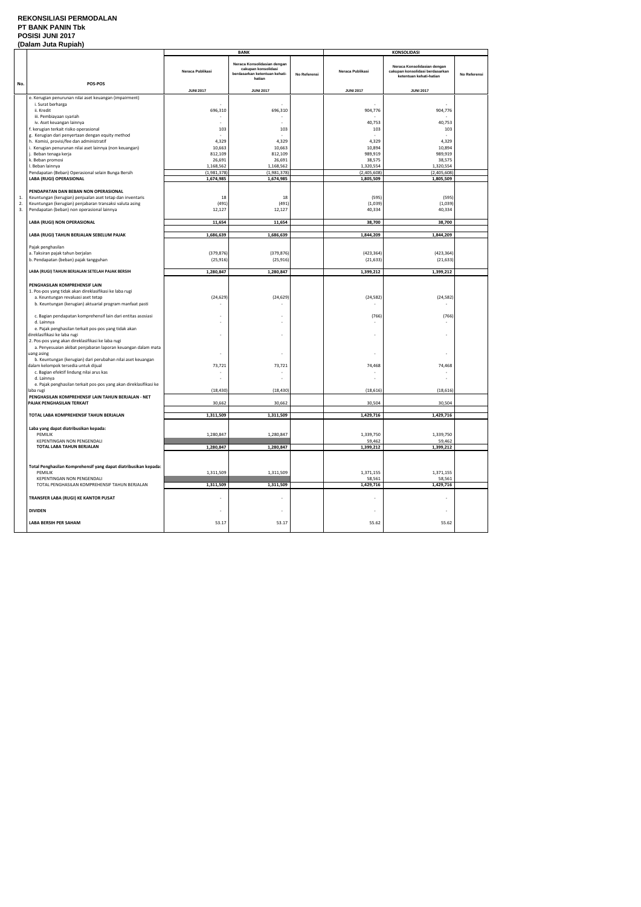**REKONSILIASI PERMODALAN**
**PT BANK PANIN Tbk**
**POSISI JUNI 2017**
**(Dalam Juta Rupiah)**

| No. | POS-POS | BANK | | | KONSOLIDASI | | |
|---|---|---|---|---|---|---|---|
| | | Neraca Publikasi | Neraca Konsolidasian dengan cakupan konsolidasi berdasarkan ketentuan kehati-hatian | No Referensi | Neraca Publikasi | Neraca Konsolidasian dengan cakupan konsolidasi berdasarkan ketentuan kehati-hatian | No Referensi |
| | | JUNI 2017 | JUNI 2017 | | JUNI 2017 | JUNI 2017 | |
| | e. Kerugian penurunan nilai aset keuangan (impairment) | | | | | | |
| | i. Surat berharga | - | - | | - | - | |
| | ii. Kredit | 696,310 | 696,310 | | 904,776 | 904,776 | |
| | iii. Pembiayaan syariah | - | - | | - | - | |
| | iv. Aset keuangan lainnya | - | - | | 40,753 | 40,753 | |
| | f. kerugian terkait risiko operasional | 103 | 103 | | 103 | 103 | |
| | g. Kerugian dari penyertaan dengan equity method | - | - | | - | - | |
| | h. Komisi, provisi/fee dan administratif | 4,329 | 4,329 | | 4,329 | 4,329 | |
| | i. Kerugian penurunan nilai aset lainnya (non keuangan) | 10,663 | 10,663 | | 10,894 | 10,894 | |
| | j. Beban tenaga kerja | 812,109 | 812,109 | | 989,919 | 989,919 | |
| | k. Beban promosi | 26,691 | 26,691 | | 38,575 | 38,575 | |
| | l. Beban lainnya | 1,168,562 | 1,168,562 | | 1,320,554 | 1,320,554 | |
| | Pendapatan (Beban) Operasional selain Bunga Bersih | (1,981,378) | (1,981,378) | | (2,405,608) | (2,405,608) | |
| | **LABA (RUGI) OPERASIONAL** | **1,674,985** | **1,674,985** | | **1,805,509** | **1,805,509** | |
| | **PENDAPATAN DAN BEBAN NON OPERASIONAL** | | | | | | |
| 1. | Keuntungan (kerugian) penjualan aset tetap dan inventaris | 18 | 18 | | (595) | (595) | |
| 2. | Keuntungan (kerugian) penjabaran transaksi valuta asing | (491) | (491) | | (1,039) | (1,039) | |
| 3. | Pendapatan (beban) non operasional lainnya | 12,127 | 12,127 | | 40,334 | 40,334 | |
| | **LABA (RUGI) NON OPERASIONAL** | **11,654** | **11,654** | | **38,700** | **38,700** | |
| | **LABA (RUGI) TAHUN BERJALAN SEBELUM PAJAK** | **1,686,639** | **1,686,639** | | **1,844,209** | **1,844,209** | |
| | Pajak penghasilan | | | | | | |
| | a. Taksiran pajak tahun berjalan | (379,876) | (379,876) | | (423,364) | (423,364) | |
| | b. Pendapatan (beban) pajak tangguhan | (25,916) | (25,916) | | (21,633) | (21,633) | |
| | **LABA (RUGI) TAHUN BERJALAN SETELAH PAJAK BERSIH** | **1,280,847** | **1,280,847** | | **1,399,212** | **1,399,212** | |
| | **PENGHASILAN KOMPREHENSIF LAIN** | | | | | | |
| | 1. Pos-pos yang tidak akan direklasifikasi ke laba rugi | | | | | | |
| | a. Keuntungan revaluasi aset tetap | (24,629) | (24,629) | | (24,582) | (24,582) | |
| | b. Keuntungan (kerugian) aktuarial program manfaat pasti | - | - | | - | - | |
| | c. Bagian pendapatan komprehensif lain dari entitas asosiasi | - | - | | (766) | (766) | |
| | d. Lainnya | - | - | | - | - | |
| | e. Pajak penghasilan terkait pos-pos yang tidak akan direklasifikasi ke laba rugi | - | - | | - | - | |
| | 2. Pos-pos yang akan direklasifikasi ke laba rugi | | | | | | |
| | a. Penyesuaian akibat penjabaran laporan keuangan dalam mata uang asing | - | - | | - | - | |
| | b. Keuntungan (kerugian) dari perubahan nilai aset keuangan dalam kelompok tersedia untuk dijual | 73,721 | 73,721 | | 74,468 | 74,468 | |
| | c. Bagian efektif lindung nilai arus kas | - | - | | - | - | |
| | d. Lainnya | - | - | | - | - | |
| | e. Pajak penghasilan terkait pos-pos yang akan direklasifikasi ke laba rugi | (18,430) | (18,430) | | (18,616) | (18,616) | |
| | **PENGHASILAN KOMPREHENSIF LAIN TAHUN BERJALAN - NET PAJAK PENGHASILAN TERKAIT** | 30,662 | 30,662 | | 30,504 | 30,504 | |
| | **TOTAL LABA KOMPREHENSIF TAHUN BERJALAN** | **1,311,509** | **1,311,509** | | **1,429,716** | **1,429,716** | |
| | **Laba yang dapat diatribusikan kepada:** | | | | | | |
| | PEMILIK | 1,280,847 | 1,280,847 | | 1,339,750 | 1,339,750 | |
| | KEPENTINGAN NON PENGENDALI | | | | 59,462 | 59,462 | |
| | **TOTAL LABA TAHUN BERJALAN** | **1,280,847** | **1,280,847** | | **1,399,212** | **1,399,212** | |
| | **Total Penghasilan Komprehensif yang dapat diatribusikan kepada:** | | | | | | |
| | PEMILIK | 1,311,509 | 1,311,509 | | 1,371,155 | 1,371,155 | |
| | KEPENTINGAN NON PENGENDALI | | | | 58,561 | 58,561 | |
| | TOTAL PENGHASILAN KOMPREHENSIF TAHUN BERJALAN | **1,311,509** | **1,311,509** | | **1,429,716** | **1,429,716** | |
| | **TRANSFER LABA (RUGI) KE KANTOR PUSAT** | - | - | | - | - | |
| | **DIVIDEN** | - | - | | - | - | |
| | **LABA BERSIH PER SAHAM** | 53.17 | 53.17 | | 55.62 | 55.62 | |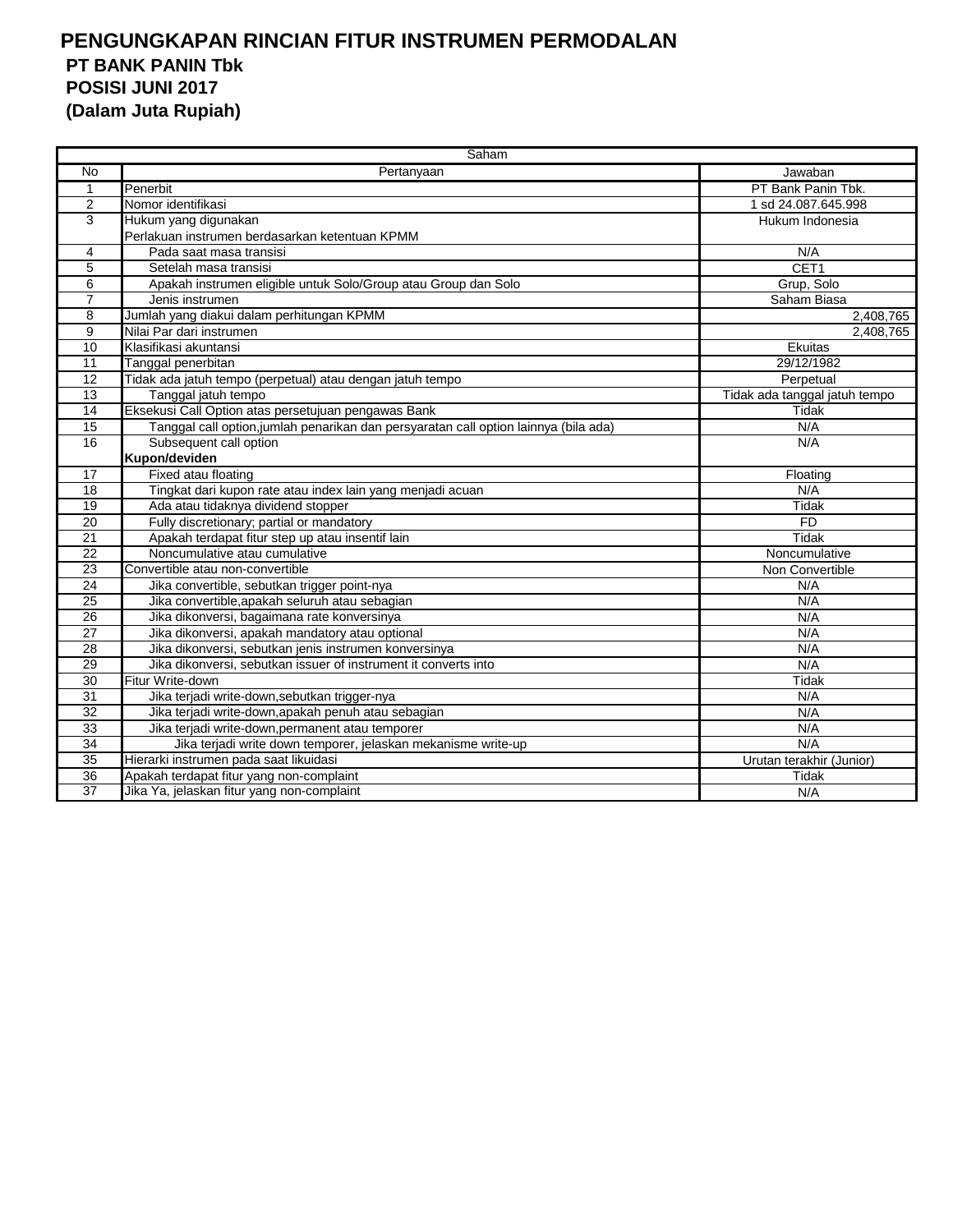# PENGUNGKAPAN RINCIAN FITUR INSTRUMEN PERMODALAN

## PT BANK PANIN Tbk
## POSISI JUNI 2017
## (Dalam Juta Rupiah)

| Saham | | |
|---|---|---|
| No | Pertanyaan | Jawaban |
| 1 | Penerbit | PT Bank Panin Tbk. |
| 2 | Nomor identifikasi | 1 sd 24.087.645.998 |
| 3 | Hukum yang digunakan | Hukum Indonesia |
| | Perlakuan instrumen berdasarkan ketentuan KPMM | |
| 4 | Pada saat masa transisi | N/A |
| 5 | Setelah masa transisi | CET1 |
| 6 | Apakah instrumen eligible untuk Solo/Group atau Group dan Solo | Grup, Solo |
| 7 | Jenis instrumen | Saham Biasa |
| 8 | Jumlah yang diakui dalam perhitungan KPMM | 2,408,765 |
| 9 | Nilai Par dari instrumen | 2,408,765 |
| 10 | Klasifikasi akuntansi | Ekuitas |
| 11 | Tanggal penerbitan | 29/12/1982 |
| 12 | Tidak ada jatuh tempo (perpetual) atau dengan jatuh tempo | Perpetual |
| 13 | Tanggal jatuh tempo | Tidak ada tanggal jatuh tempo |
| 14 | Eksekusi Call Option atas persetujuan pengawas Bank | Tidak |
| 15 | Tanggal call option,jumlah penarikan dan persyaratan call option lainnya (bila ada) | N/A |
| 16 | Subsequent call option | N/A |
| | **Kupon/deviden** | |
| 17 | Fixed atau floating | Floating |
| 18 | Tingkat dari kupon rate atau index lain yang menjadi acuan | N/A |
| 19 | Ada atau tidaknya dividend stopper | Tidak |
| 20 | Fully discretionary; partial or mandatory | FD |
| 21 | Apakah terdapat fitur step up atau insentif lain | Tidak |
| 22 | Noncumulative atau cumulative | Noncumulative |
| 23 | Convertible atau non-convertible | Non Convertible |
| 24 | Jika convertible, sebutkan trigger point-nya | N/A |
| 25 | Jika convertible,apakah seluruh atau sebagian | N/A |
| 26 | Jika dikonversi, bagaimana rate konversinya | N/A |
| 27 | Jika dikonversi, apakah mandatory atau optional | N/A |
| 28 | Jika dikonversi, sebutkan jenis instrumen konversinya | N/A |
| 29 | Jika dikonversi, sebutkan issuer of instrument it converts into | N/A |
| 30 | Fitur Write-down | Tidak |
| 31 | Jika terjadi write-down,sebutkan trigger-nya | N/A |
| 32 | Jika terjadi write-down,apakah penuh atau sebagian | N/A |
| 33 | Jika terjadi write-down,permanent atau temporer | N/A |
| 34 | Jika terjadi write down temporer, jelaskan mekanisme write-up | N/A |
| 35 | Hierarki instrumen pada saat likuidasi | Urutan terakhir (Junior) |
| 36 | Apakah terdapat fitur yang non-complaint | Tidak |
| 37 | Jika Ya, jelaskan fitur yang non-complaint | N/A |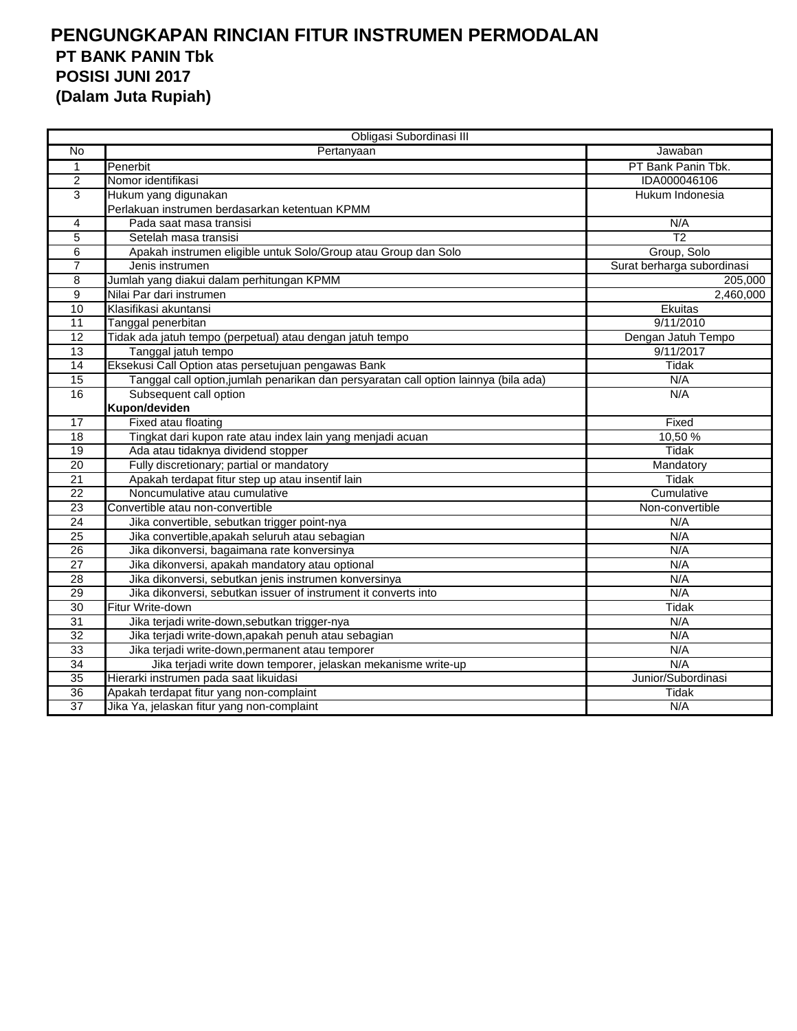# PENGUNGKAPAN RINCIAN FITUR INSTRUMEN PERMODALAN

**PT BANK PANIN Tbk**
**POSISI JUNI 2017**
**(Dalam Juta Rupiah)**

| Obligasi Subordinasi III | | |
|---|---|---|
| No | Pertanyaan | Jawaban |
| 1 | Penerbit | PT Bank Panin Tbk. |
| 2 | Nomor identifikasi | IDA000046106 |
| 3 | Hukum yang digunakan | Hukum Indonesia |
| | Perlakuan instrumen berdasarkan ketentuan KPMM | |
| 4 | Pada saat masa transisi | N/A |
| 5 | Setelah masa transisi | T2 |
| 6 | Apakah instrumen eligible untuk Solo/Group atau Group dan Solo | Group, Solo |
| 7 | Jenis instrumen | Surat berharga subordinasi |
| 8 | Jumlah yang diakui dalam perhitungan KPMM | 205,000 |
| 9 | Nilai Par dari instrumen | 2,460,000 |
| 10 | Klasifikasi akuntansi | Ekuitas |
| 11 | Tanggal penerbitan | 9/11/2010 |
| 12 | Tidak ada jatuh tempo (perpetual) atau dengan jatuh tempo | Dengan Jatuh Tempo |
| 13 | Tanggal jatuh tempo | 9/11/2017 |
| 14 | Eksekusi Call Option atas persetujuan pengawas Bank | Tidak |
| 15 | Tanggal call option,jumlah penarikan dan persyaratan call option lainnya (bila ada) | N/A |
| 16 | Subsequent call option | N/A |
| | **Kupon/deviden** | |
| 17 | Fixed atau floating | Fixed |
| 18 | Tingkat dari kupon rate atau index lain yang menjadi acuan | 10,50 % |
| 19 | Ada atau tidaknya dividend stopper | Tidak |
| 20 | Fully discretionary; partial or mandatory | Mandatory |
| 21 | Apakah terdapat fitur step up atau insentif lain | Tidak |
| 22 | Noncumulative atau cumulative | Cumulative |
| 23 | Convertible atau non-convertible | Non-convertible |
| 24 | Jika convertible, sebutkan trigger point-nya | N/A |
| 25 | Jika convertible,apakah seluruh atau sebagian | N/A |
| 26 | Jika dikonversi, bagaimana rate konversinya | N/A |
| 27 | Jika dikonversi, apakah mandatory atau optional | N/A |
| 28 | Jika dikonversi, sebutkan jenis instrumen konversinya | N/A |
| 29 | Jika dikonversi, sebutkan issuer of instrument it converts into | N/A |
| 30 | Fitur Write-down | Tidak |
| 31 | Jika terjadi write-down,sebutkan trigger-nya | N/A |
| 32 | Jika terjadi write-down,apakah penuh atau sebagian | N/A |
| 33 | Jika terjadi write-down,permanent atau temporer | N/A |
| 34 | Jika terjadi write down temporer, jelaskan mekanisme write-up | N/A |
| 35 | Hierarki instrumen pada saat likuidasi | Junior/Subordinasi |
| 36 | Apakah terdapat fitur yang non-complaint | Tidak |
| 37 | Jika Ya, jelaskan fitur yang non-complaint | N/A |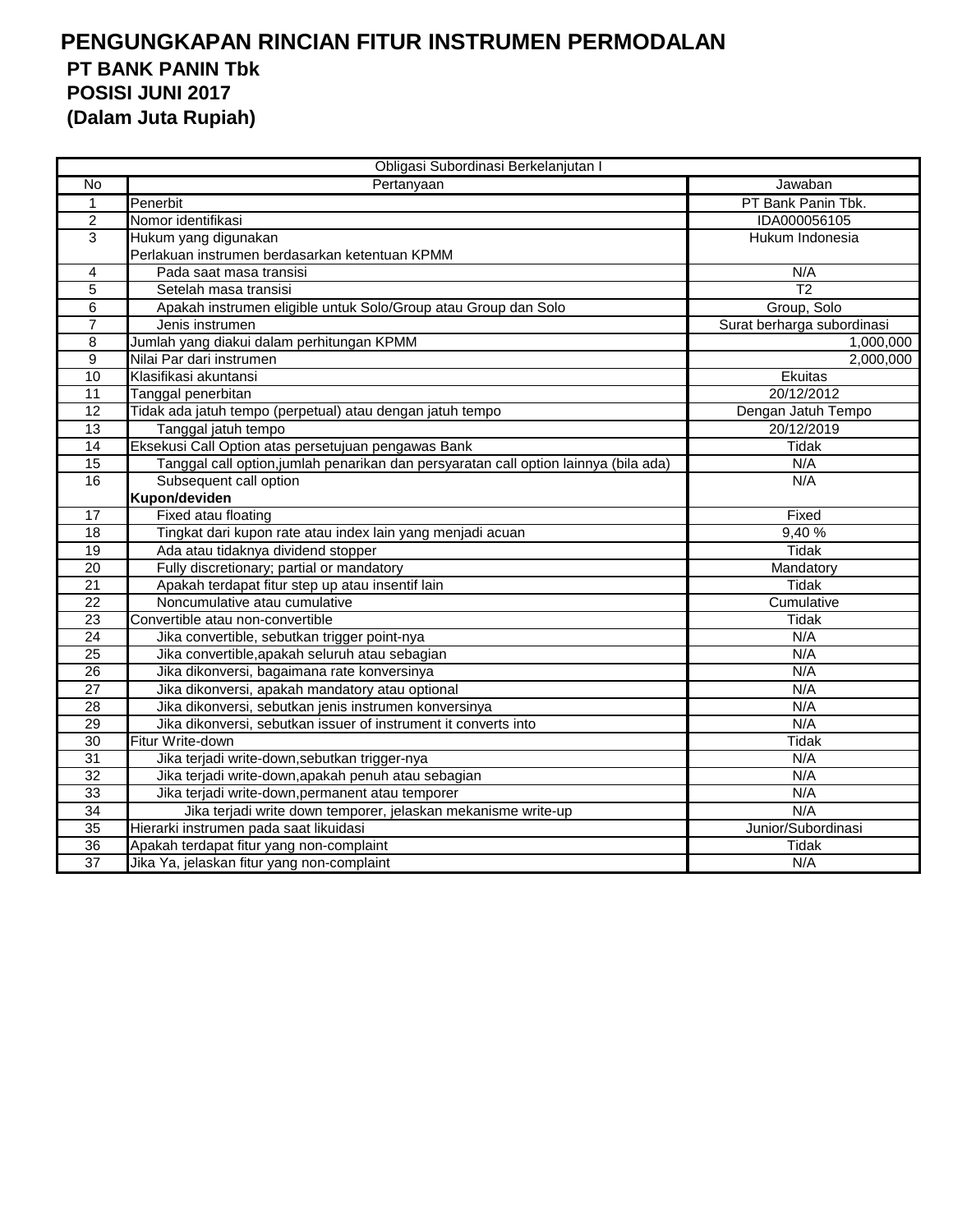# PENGUNGKAPAN RINCIAN FITUR INSTRUMEN PERMODALAN
## PT BANK PANIN Tbk
## POSISI JUNI 2017
## (Dalam Juta Rupiah)

| Obligasi Subordinasi Berkelanjutan I | | |
|---|---|---|
| No | Pertanyaan | Jawaban |
| 1 | Penerbit | PT Bank Panin Tbk. |
| 2 | Nomor identifikasi | IDA000056105 |
| 3 | Hukum yang digunakan | Hukum Indonesia |
| | Perlakuan instrumen berdasarkan ketentuan KPMM | |
| 4 | Pada saat masa transisi | N/A |
| 5 | Setelah masa transisi | T2 |
| 6 | Apakah instrumen eligible untuk Solo/Group atau Group dan Solo | Group, Solo |
| 7 | Jenis instrumen | Surat berharga subordinasi |
| 8 | Jumlah yang diakui dalam perhitungan KPMM | 1,000,000 |
| 9 | Nilai Par dari instrumen | 2,000,000 |
| 10 | Klasifikasi akuntansi | Ekuitas |
| 11 | Tanggal penerbitan | 20/12/2012 |
| 12 | Tidak ada jatuh tempo (perpetual) atau dengan jatuh tempo | Dengan Jatuh Tempo |
| 13 | Tanggal jatuh tempo | 20/12/2019 |
| 14 | Eksekusi Call Option atas persetujuan pengawas Bank | Tidak |
| 15 | Tanggal call option,jumlah penarikan dan persyaratan call option lainnya (bila ada) | N/A |
| 16 | Subsequent call option | N/A |
| | **Kupon/deviden** | |
| 17 | Fixed atau floating | Fixed |
| 18 | Tingkat dari kupon rate atau index lain yang menjadi acuan | 9,40 % |
| 19 | Ada atau tidaknya dividend stopper | Tidak |
| 20 | Fully discretionary; partial or mandatory | Mandatory |
| 21 | Apakah terdapat fitur step up atau insentif lain | Tidak |
| 22 | Noncumulative atau cumulative | Cumulative |
| 23 | Convertible atau non-convertible | Tidak |
| 24 | Jika convertible, sebutkan trigger point-nya | N/A |
| 25 | Jika convertible,apakah seluruh atau sebagian | N/A |
| 26 | Jika dikonversi, bagaimana rate konversinya | N/A |
| 27 | Jika dikonversi, apakah mandatory atau optional | N/A |
| 28 | Jika dikonversi, sebutkan jenis instrumen konversinya | N/A |
| 29 | Jika dikonversi, sebutkan issuer of instrument it converts into | N/A |
| 30 | Fitur Write-down | Tidak |
| 31 | Jika terjadi write-down,sebutkan trigger-nya | N/A |
| 32 | Jika terjadi write-down,apakah penuh atau sebagian | N/A |
| 33 | Jika terjadi write-down,permanent atau temporer | N/A |
| 34 | Jika terjadi write down temporer, jelaskan mekanisme write-up | N/A |
| 35 | Hierarki instrumen pada saat likuidasi | Junior/Subordinasi |
| 36 | Apakah terdapat fitur yang non-complaint | Tidak |
| 37 | Jika Ya, jelaskan fitur yang non-complaint | N/A |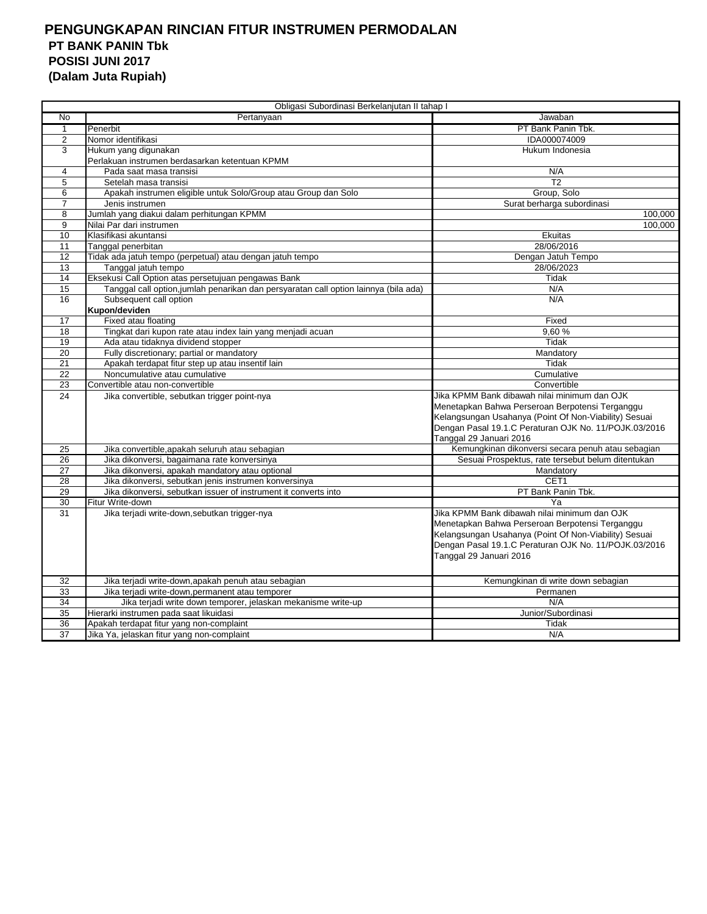# PENGUNGKAPAN RINCIAN FITUR INSTRUMEN PERMODALAN

**PT BANK PANIN Tbk**

**POSISI JUNI 2017**

**(Dalam Juta Rupiah)**

| Obligasi Subordinasi Berkelanjutan II tahap I | | |
|---|---|---|
| No | Pertanyaan | Jawaban |
| 1 | Penerbit | PT Bank Panin Tbk. |
| 2 | Nomor identifikasi | IDA000074009 |
| 3 | Hukum yang digunakan | Hukum Indonesia |
| | Perlakuan instrumen berdasarkan ketentuan KPMM | |
| 4 | Pada saat masa transisi | N/A |
| 5 | Setelah masa transisi | T2 |
| 6 | Apakah instrumen eligible untuk Solo/Group atau Group dan Solo | Group, Solo |
| 7 | Jenis instrumen | Surat berharga subordinasi |
| 8 | Jumlah yang diakui dalam perhitungan KPMM | 100,000 |
| 9 | Nilai Par dari instrumen | 100,000 |
| 10 | Klasifikasi akuntansi | Ekuitas |
| 11 | Tanggal penerbitan | 28/06/2016 |
| 12 | Tidak ada jatuh tempo (perpetual) atau dengan jatuh tempo | Dengan Jatuh Tempo |
| 13 | Tanggal jatuh tempo | 28/06/2023 |
| 14 | Eksekusi Call Option atas persetujuan pengawas Bank | Tidak |
| 15 | Tanggal call option,jumlah penarikan dan persyaratan call option lainnya (bila ada) | N/A |
| 16 | Subsequent call option | N/A |
| | **Kupon/deviden** | |
| 17 | Fixed atau floating | Fixed |
| 18 | Tingkat dari kupon rate atau index lain yang menjadi acuan | 9,60 % |
| 19 | Ada atau tidaknya dividend stopper | Tidak |
| 20 | Fully discretionary; partial or mandatory | Mandatory |
| 21 | Apakah terdapat fitur step up atau insentif lain | Tidak |
| 22 | Noncumulative atau cumulative | Cumulative |
| 23 | Convertible atau non-convertible | Convertible |
| 24 | Jika convertible, sebutkan trigger point-nya | Jika KPMM Bank dibawah nilai minimum dan OJK Menetapkan Bahwa Perseroan Berpotensi Terganggu Kelangsungan Usahanya (Point Of Non-Viability) Sesuai Dengan Pasal 19.1.C Peraturan OJK No. 11/POJK.03/2016 Tanggal 29 Januari 2016 |
| 25 | Jika convertible,apakah seluruh atau sebagian | Kemungkinan dikonversi secara penuh atau sebagian |
| 26 | Jika dikonversi, bagaimana rate konversinya | Sesuai Prospektus, rate tersebut belum ditentukan |
| 27 | Jika dikonversi, apakah mandatory atau optional | Mandatory |
| 28 | Jika dikonversi, sebutkan jenis instrumen konversinya | CET1 |
| 29 | Jika dikonversi, sebutkan issuer of instrument it converts into | PT Bank Panin Tbk. |
| 30 | Fitur Write-down | Ya |
| 31 | Jika terjadi write-down,sebutkan trigger-nya | Jika KPMM Bank dibawah nilai minimum dan OJK Menetapkan Bahwa Perseroan Berpotensi Terganggu Kelangsungan Usahanya (Point Of Non-Viability) Sesuai Dengan Pasal 19.1.C Peraturan OJK No. 11/POJK.03/2016 Tanggal 29 Januari 2016 |
| 32 | Jika terjadi write-down,apakah penuh atau sebagian | Kemungkinan di write down sebagian |
| 33 | Jika terjadi write-down,permanent atau temporer | Permanen |
| 34 | Jika terjadi write down temporer, jelaskan mekanisme write-up | N/A |
| 35 | Hierarki instrumen pada saat likuidasi | Junior/Subordinasi |
| 36 | Apakah terdapat fitur yang non-complaint | Tidak |
| 37 | Jika Ya, jelaskan fitur yang non-complaint | N/A |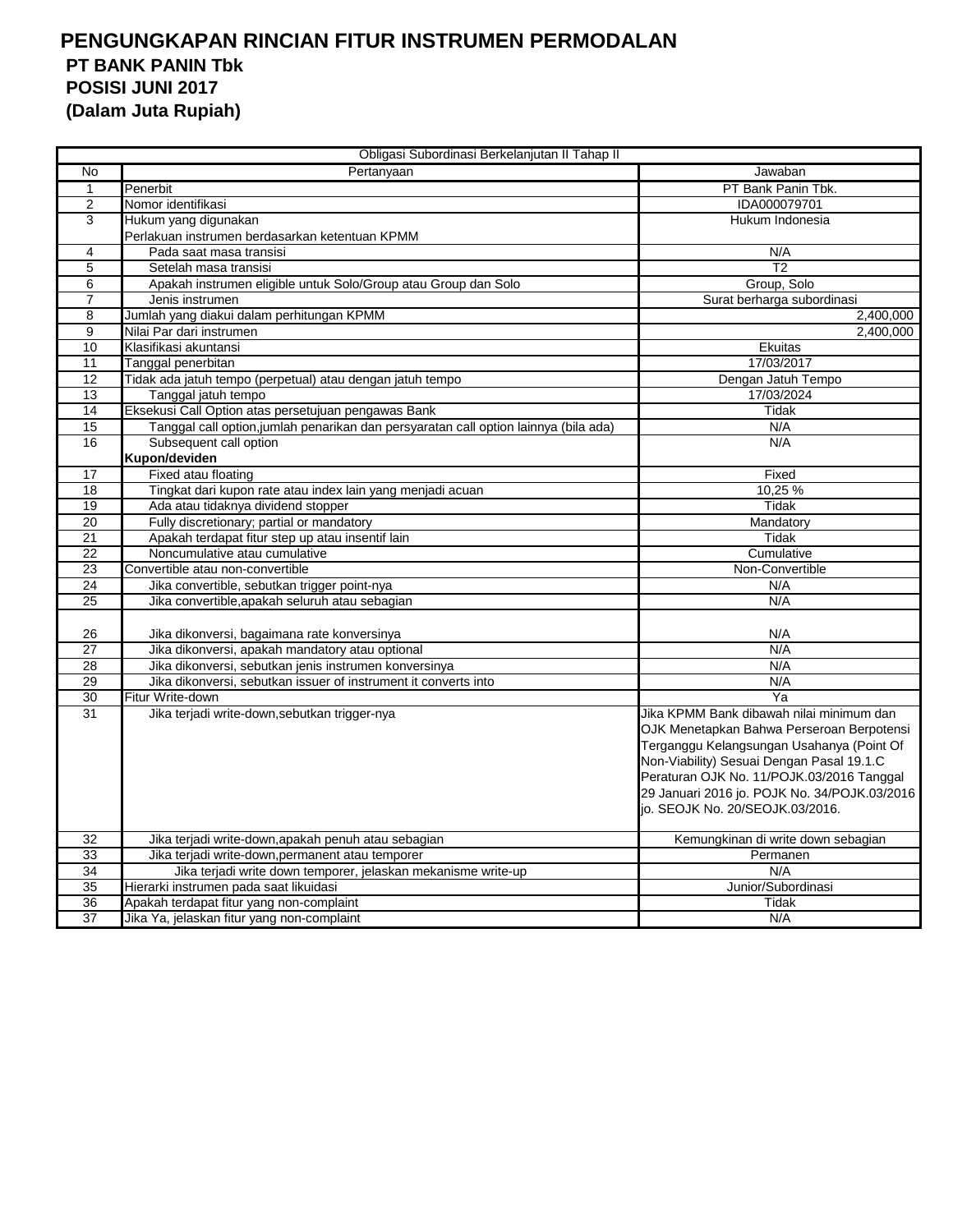# PENGUNGKAPAN RINCIAN FITUR INSTRUMEN PERMODALAN

## PT BANK PANIN Tbk

## POSISI JUNI 2017

## (Dalam Juta Rupiah)

| Obligasi Subordinasi Berkelanjutan II Tahap II | | |
|---|---|---|
| No | Pertanyaan | Jawaban |
| 1 | Penerbit | PT Bank Panin Tbk. |
| 2 | Nomor identifikasi | IDA000079701 |
| 3 | Hukum yang digunakan | Hukum Indonesia |
| | Perlakuan instrumen berdasarkan ketentuan KPMM | |
| 4 | Pada saat masa transisi | N/A |
| 5 | Setelah masa transisi | T2 |
| 6 | Apakah instrumen eligible untuk Solo/Group atau Group dan Solo | Group, Solo |
| 7 | Jenis instrumen | Surat berharga subordinasi |
| 8 | Jumlah yang diakui dalam perhitungan KPMM | 2,400,000 |
| 9 | Nilai Par dari instrumen | 2,400,000 |
| 10 | Klasifikasi akuntansi | Ekuitas |
| 11 | Tanggal penerbitan | 17/03/2017 |
| 12 | Tidak ada jatuh tempo (perpetual) atau dengan jatuh tempo | Dengan Jatuh Tempo |
| 13 | Tanggal jatuh tempo | 17/03/2024 |
| 14 | Eksekusi Call Option atas persetujuan pengawas Bank | Tidak |
| 15 | Tanggal call option,jumlah penarikan dan persyaratan call option lainnya (bila ada) | N/A |
| 16 | Subsequent call option | N/A |
| | **Kupon/deviden** | |
| 17 | Fixed atau floating | Fixed |
| 18 | Tingkat dari kupon rate atau index lain yang menjadi acuan | 10,25 % |
| 19 | Ada atau tidaknya dividend stopper | Tidak |
| 20 | Fully discretionary; partial or mandatory | Mandatory |
| 21 | Apakah terdapat fitur step up atau insentif lain | Tidak |
| 22 | Noncumulative atau cumulative | Cumulative |
| 23 | Convertible atau non-convertible | Non-Convertible |
| 24 | Jika convertible, sebutkan trigger point-nya | N/A |
| 25 | Jika convertible,apakah seluruh atau sebagian | N/A |
| 26 | Jika dikonversi, bagaimana rate konversinya | N/A |
| 27 | Jika dikonversi, apakah mandatory atau optional | N/A |
| 28 | Jika dikonversi, sebutkan jenis instrumen konversinya | N/A |
| 29 | Jika dikonversi, sebutkan issuer of instrument it converts into | N/A |
| 30 | Fitur Write-down | Ya |
| 31 | Jika terjadi write-down,sebutkan trigger-nya | Jika KPMM Bank dibawah nilai minimum dan OJK Menetapkan Bahwa Perseroan Berpotensi Terganggu Kelangsungan Usahanya (Point Of Non-Viability) Sesuai Dengan Pasal 19.1.C Peraturan OJK No. 11/POJK.03/2016 Tanggal 29 Januari 2016 jo. POJK No. 34/POJK.03/2016 jo. SEOJK No. 20/SEOJK.03/2016. |
| 32 | Jika terjadi write-down,apakah penuh atau sebagian | Kemungkinan di write down sebagian |
| 33 | Jika terjadi write-down,permanent atau temporer | Permanen |
| 34 | Jika terjadi write down temporer, jelaskan mekanisme write-up | N/A |
| 35 | Hierarki instrumen pada saat likuidasi | Junior/Subordinasi |
| 36 | Apakah terdapat fitur yang non-complaint | Tidak |
| 37 | Jika Ya, jelaskan fitur yang non-complaint | N/A |